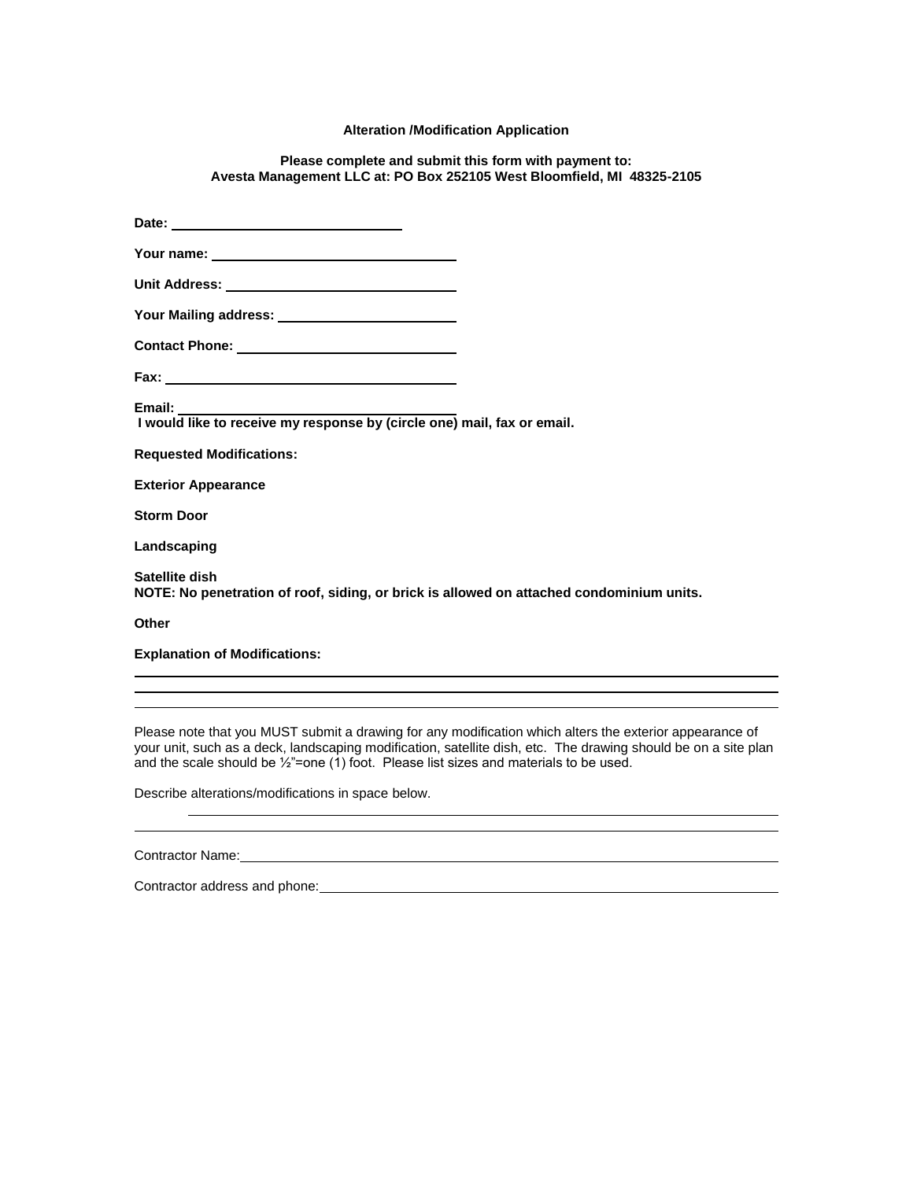## Alteration /Modification Application

**Please complete and submit this form with payment to:**
**Avesta Management LLC at: PO Box 252105 West Bloomfield, MI 48325-2105**

**Date:** ______________________________

**Your name:** ______________________________

**Unit Address:** ______________________________

**Your Mailing address:** ______________________________

**Contact Phone:** ______________________________

**Fax:** ______________________________

**Email:** ______________________________
**I would like to receive my response by (circle one) mail, fax or email.**

**Requested Modifications:**

**Exterior Appearance**

**Storm Door**

**Landscaping**

**Satellite dish**
**NOTE: No penetration of roof, siding, or brick is allowed on attached condominium units.**

**Other**

**Explanation of Modifications:**

______________________________________________________________________

______________________________________________________________________

______________________________________________________________________

Please note that you MUST submit a drawing for any modification which alters the exterior appearance of your unit, such as a deck, landscaping modification, satellite dish, etc. The drawing should be on a site plan and the scale should be ½"=one (1) foot. Please list sizes and materials to be used.

Describe alterations/modifications in space below.

______________________________________________________________________

______________________________________________________________________

Contractor Name: ______________________________________________________

Contractor address and phone: ___________________________________________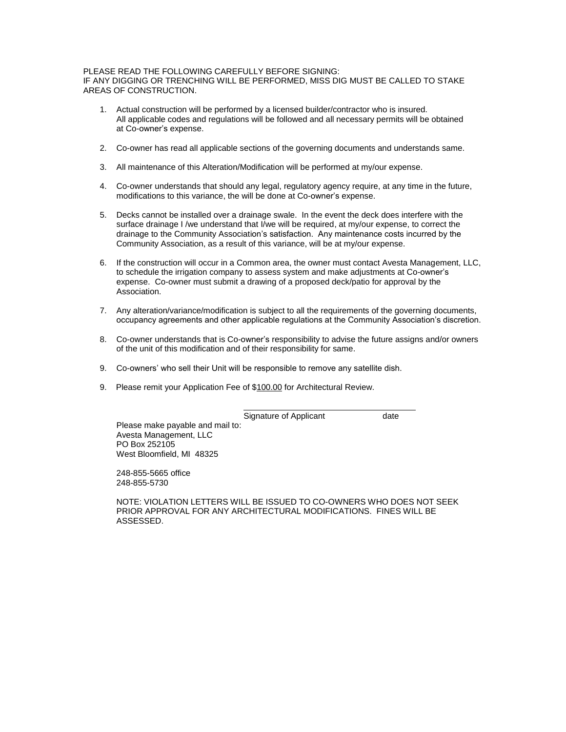PLEASE READ THE FOLLOWING CAREFULLY BEFORE SIGNING:
IF ANY DIGGING OR TRENCHING WILL BE PERFORMED, MISS DIG MUST BE CALLED TO STAKE AREAS OF CONSTRUCTION.

1. Actual construction will be performed by a licensed builder/contractor who is insured. All applicable codes and regulations will be followed and all necessary permits will be obtained at Co-owner's expense.

2. Co-owner has read all applicable sections of the governing documents and understands same.

3. All maintenance of this Alteration/Modification will be performed at my/our expense.

4. Co-owner understands that should any legal, regulatory agency require, at any time in the future, modifications to this variance, the will be done at Co-owner's expense.

5. Decks cannot be installed over a drainage swale. In the event the deck does interfere with the surface drainage I /we understand that I/we will be required, at my/our expense, to correct the drainage to the Community Association's satisfaction. Any maintenance costs incurred by the Community Association, as a result of this variance, will be at my/our expense.

6. If the construction will occur in a Common area, the owner must contact Avesta Management, LLC, to schedule the irrigation company to assess system and make adjustments at Co-owner's expense. Co-owner must submit a drawing of a proposed deck/patio for approval by the Association.

7. Any alteration/variance/modification is subject to all the requirements of the governing documents, occupancy agreements and other applicable regulations at the Community Association's discretion.

8. Co-owner understands that is Co-owner's responsibility to advise the future assigns and/or owners of the unit of this modification and of their responsibility for same.

9. Co-owners' who sell their Unit will be responsible to remove any satellite dish.

9. Please remit your Application Fee of $100.00 for Architectural Review.

\_\_\_\_\_\_\_\_\_\_\_\_\_\_\_\_\_\_\_\_\_\_\_\_\_\_\_\_\_\_\_\_\_\_\_\_

Signature of Applicant date

Please make payable and mail to:
Avesta Management, LLC
PO Box 252105
West Bloomfield, MI 48325

248-855-5665 office
248-855-5730

NOTE: VIOLATION LETTERS WILL BE ISSUED TO CO-OWNERS WHO DOES NOT SEEK PRIOR APPROVAL FOR ANY ARCHITECTURAL MODIFICATIONS. FINES WILL BE ASSESSED.